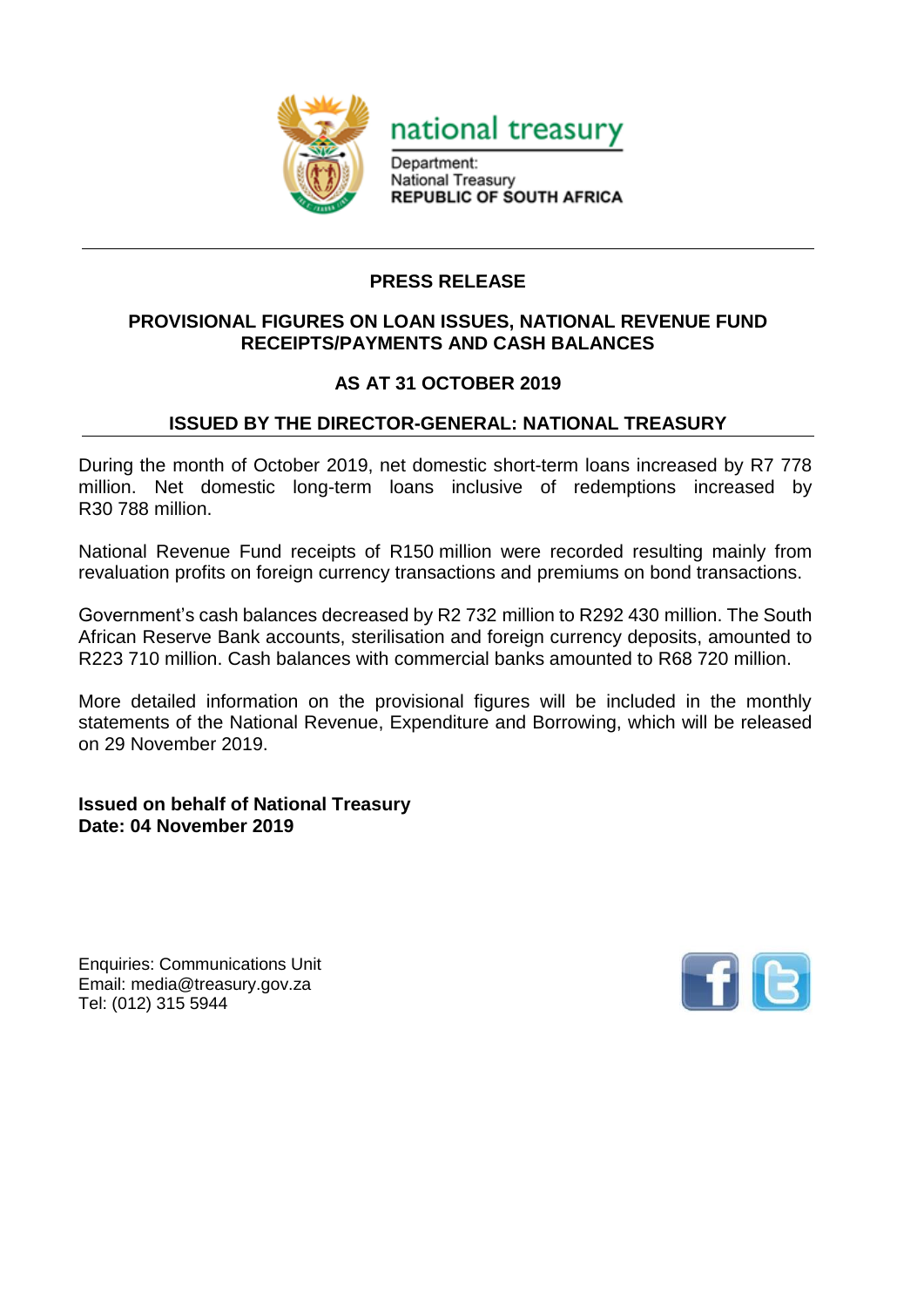national treasury

Department:
National Treasury
**REPUBLIC OF SOUTH AFRICA**

---

## PRESS RELEASE

### PROVISIONAL FIGURES ON LOAN ISSUES, NATIONAL REVENUE FUND RECEIPTS/PAYMENTS AND CASH BALANCES

### AS AT 31 OCTOBER 2019

### ISSUED BY THE DIRECTOR-GENERAL: NATIONAL TREASURY

During the month of October 2019, net domestic short-term loans increased by R7 778 million. Net domestic long-term loans inclusive of redemptions increased by R30 788 million.

National Revenue Fund receipts of R150 million were recorded resulting mainly from revaluation profits on foreign currency transactions and premiums on bond transactions.

Government's cash balances decreased by R2 732 million to R292 430 million. The South African Reserve Bank accounts, sterilisation and foreign currency deposits, amounted to R223 710 million. Cash balances with commercial banks amounted to R68 720 million.

More detailed information on the provisional figures will be included in the monthly statements of the National Revenue, Expenditure and Borrowing, which will be released on 29 November 2019.

**Issued on behalf of National Treasury**
**Date: 04 November 2019**

Enquiries: Communications Unit
Email: media@treasury.gov.za
Tel: (012) 315 5944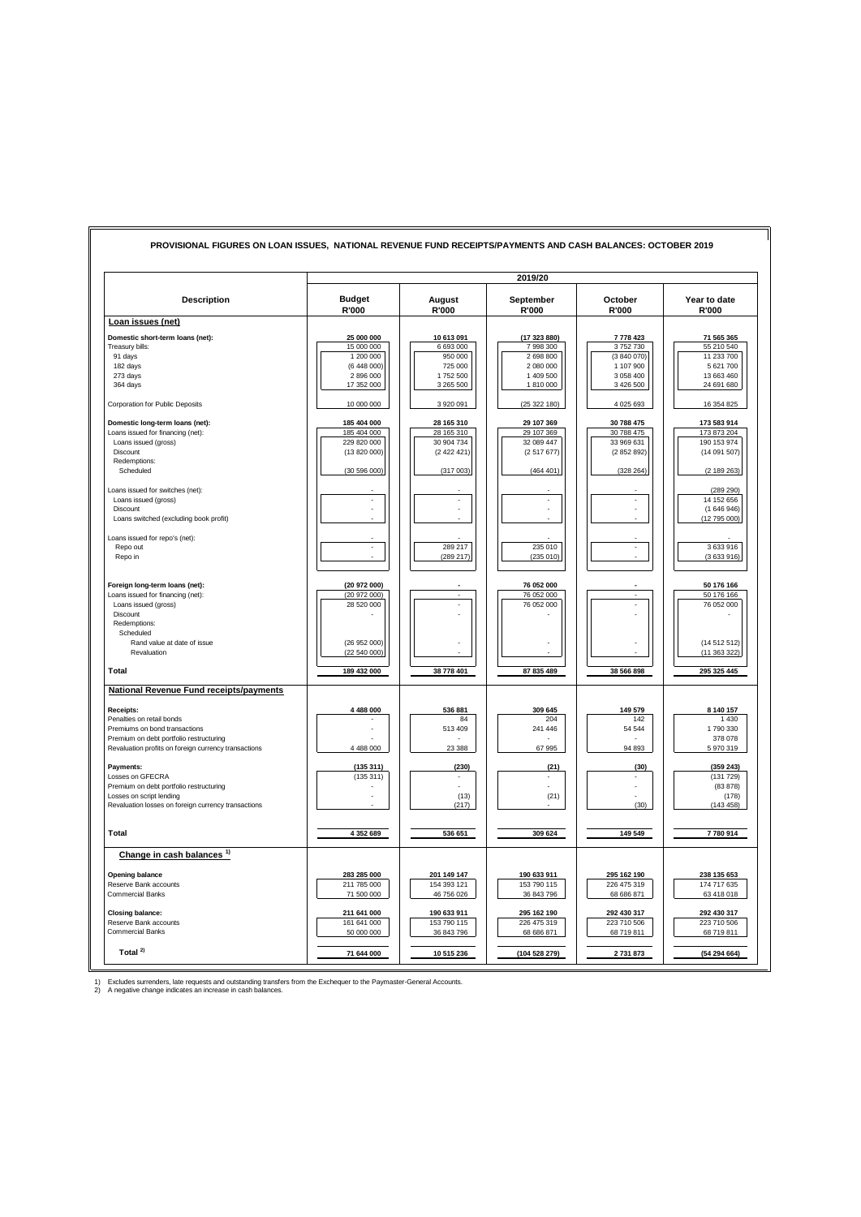# PROVISIONAL FIGURES ON LOAN ISSUES, NATIONAL REVENUE FUND RECEIPTS/PAYMENTS AND CASH BALANCES: OCTOBER 2019

| Description | 2019/20 | | | | |
|---|---|---|---|---|---|
| | Budget R'000 | August R'000 | September R'000 | October R'000 | Year to date R'000 |
| **Loan issues (net)** | | | | | |
| **Domestic short-term loans (net):** | **25 000 000** | **10 613 091** | **(17 323 880)** | **7 778 423** | **71 565 365** |
| Treasury bills: | 15 000 000 | 6 693 000 | 7 998 300 | 3 752 730 | 55 210 540 |
| 91 days | 1 200 000 | 950 000 | 2 698 800 | (3 840 070) | 11 233 700 |
| 182 days | (6 448 000) | 725 000 | 2 080 000 | 1 107 900 | 5 621 700 |
| 273 days | 2 896 000 | 1 752 500 | 1 409 500 | 3 058 400 | 13 663 460 |
| 364 days | 17 352 000 | 3 265 500 | 1 810 000 | 3 426 500 | 24 691 680 |
| Corporation for Public Deposits | 10 000 000 | 3 920 091 | (25 322 180) | 4 025 693 | 16 354 825 |
| **Domestic long-term loans (net):** | **185 404 000** | **28 165 310** | **29 107 369** | **30 788 475** | **173 583 914** |
| Loans issued for financing (net): | 185 404 000 | 28 165 310 | 29 107 369 | 30 788 475 | 173 873 204 |
| Loans issued (gross) | 229 820 000 | 30 904 734 | 32 089 447 | 33 969 631 | 190 153 974 |
| Discount | (13 820 000) | (2 422 421) | (2 517 677) | (2 852 892) | (14 091 507) |
| Redemptions: | | | | | |
| Scheduled | (30 596 000) | (317 003) | (464 401) | (328 264) | (2 189 263) |
| Loans issued for switches (net): | - | - | - | - | (289 290) |
| Loans issued (gross) | - | - | - | - | 14 152 656 |
| Discount | - | - | - | - | (1 646 946) |
| Loans switched (excluding book profit) | - | - | - | - | (12 795 000) |
| Loans issued for repo's (net): | - | - | - | - | - |
| Repo out | - | 289 217 | 235 010 | - | 3 633 916 |
| Repo in | - | (289 217) | (235 010) | - | (3 633 916) |
| **Foreign long-term loans (net):** | **(20 972 000)** | **-** | **76 052 000** | **-** | **50 176 166** |
| Loans issued for financing (net): | (20 972 000) | - | 76 052 000 | - | 50 176 166 |
| Loans issued (gross) | 28 520 000 | - | 76 052 000 | - | 76 052 000 |
| Discount | - | - | - | - | - |
| Redemptions: | | | | | |
| Scheduled | | | | | |
| Rand value at date of issue | (26 952 000) | - | - | - | (14 512 512) |
| Revaluation | (22 540 000) | - | - | - | (11 363 322) |
| **Total** | **189 432 000** | **38 778 401** | **87 835 489** | **38 566 898** | **295 325 445** |
| **National Revenue Fund receipts/payments** | | | | | |
| **Receipts:** | **4 488 000** | **536 881** | **309 645** | **149 579** | **8 140 157** |
| Penalties on retail bonds | - | 84 | 204 | 142 | 1 430 |
| Premiums on bond transactions | - | 513 409 | 241 446 | 54 544 | 1 790 330 |
| Premium on debt portfolio restructuring | - | - | - | - | 378 078 |
| Revaluation profits on foreign currency transactions | 4 488 000 | 23 388 | 67 995 | 94 893 | 5 970 319 |
| **Payments:** | **(135 311)** | **(230)** | **(21)** | **(30)** | **(359 243)** |
| Losses on GFECRA | (135 311) | - | - | - | (131 729) |
| Premium on debt portfolio restructuring | - | - | - | - | (83 878) |
| Losses on script lending | - | (13) | (21) | - | (178) |
| Revaluation losses on foreign currency transactions | - | (217) | - | (30) | (143 458) |
| **Total** | **4 352 689** | **536 651** | **309 624** | **149 549** | **7 780 914** |
| **Change in cash balances [1]** | | | | | |
| **Opening balance** | **283 285 000** | **201 149 147** | **190 633 911** | **295 162 190** | **238 135 653** |
| Reserve Bank accounts | 211 785 000 | 154 393 121 | 153 790 115 | 226 475 319 | 174 717 635 |
| Commercial Banks | 71 500 000 | 46 756 026 | 36 843 796 | 68 686 871 | 63 418 018 |
| **Closing balance:** | **211 641 000** | **190 633 911** | **295 162 190** | **292 430 317** | **292 430 317** |
| Reserve Bank accounts | 161 641 000 | 153 790 115 | 226 475 319 | 223 710 506 | 223 710 506 |
| Commercial Banks | 50 000 000 | 36 843 796 | 68 686 871 | 68 719 811 | 68 719 811 |
| **Total [2]** | **71 644 000** | **10 515 236** | **(104 528 279)** | **2 731 873** | **(54 294 664)** |

1) Excludes surrenders, late requests and outstanding transfers from the Exchequer to the Paymaster-General Accounts.
2) A negative change indicates an increase in cash balances.